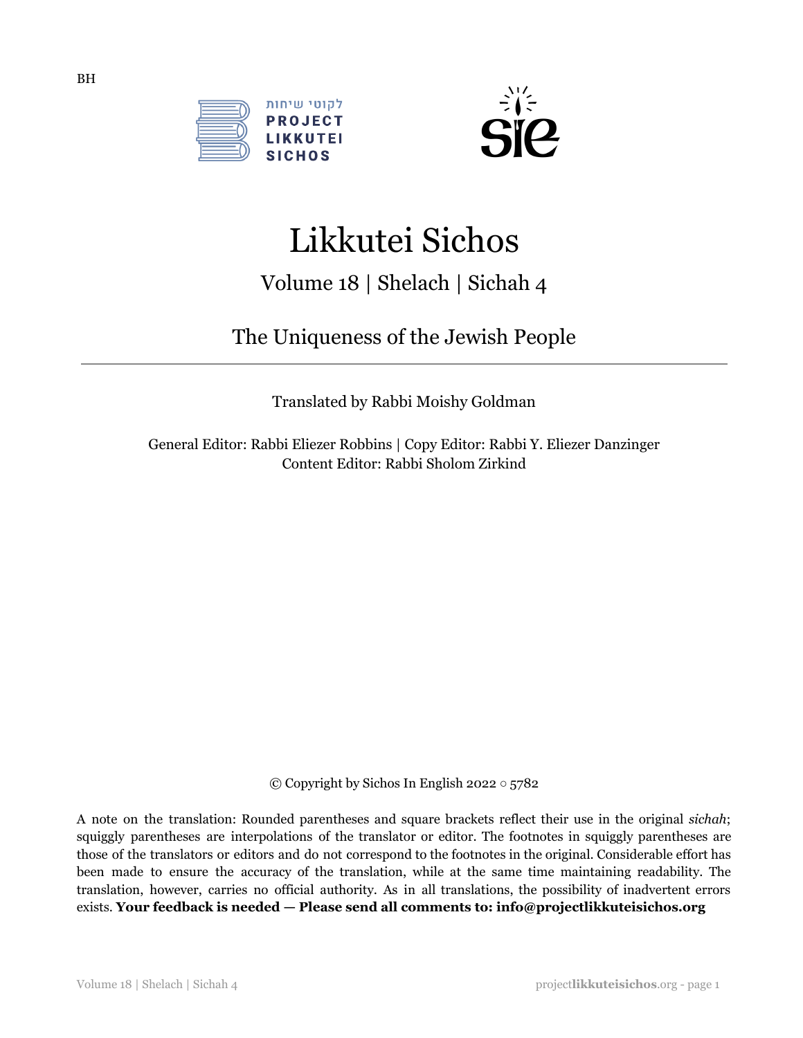BH

לקוטי שיחות
PROJECT
LIKKUTEI
SICHOS

# Likkutei Sichos

## Volume 18 | Shelach | Sichah 4

## The Uniqueness of the Jewish People

---

Translated by Rabbi Moishy Goldman

General Editor: Rabbi Eliezer Robbins | Copy Editor: Rabbi Y. Eliezer Danzinger
Content Editor: Rabbi Sholom Zirkind

© Copyright by Sichos In English 2022 ○ 5782

A note on the translation: Rounded parentheses and square brackets reflect their use in the original *sichah*; squiggly parentheses are interpolations of the translator or editor. The footnotes in squiggly parentheses are those of the translators or editors and do not correspond to the footnotes in the original. Considerable effort has been made to ensure the accuracy of the translation, while at the same time maintaining readability. The translation, however, carries no official authority. As in all translations, the possibility of inadvertent errors exists. **Your feedback is needed — Please send all comments to: info@projectlikkuteisichos.org**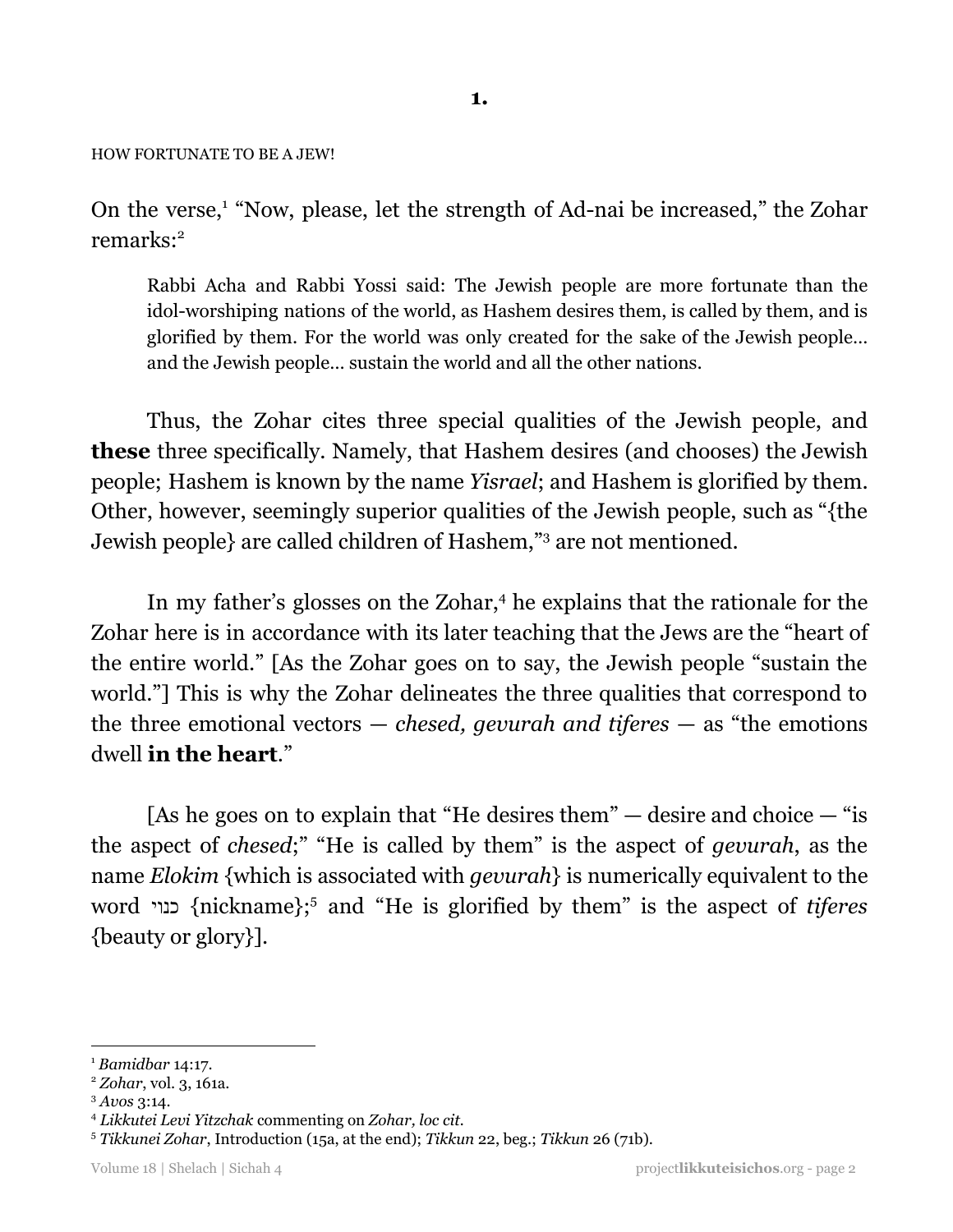**1.**

HOW FORTUNATE TO BE A JEW!

On the verse,[1] "Now, please, let the strength of Ad-nai be increased," the Zohar remarks:[2]

> Rabbi Acha and Rabbi Yossi said: The Jewish people are more fortunate than the idol-worshiping nations of the world, as Hashem desires them, is called by them, and is glorified by them. For the world was only created for the sake of the Jewish people… and the Jewish people… sustain the world and all the other nations.

Thus, the Zohar cites three special qualities of the Jewish people, and **these** three specifically. Namely, that Hashem desires (and chooses) the Jewish people; Hashem is known by the name *Yisrael*; and Hashem is glorified by them. Other, however, seemingly superior qualities of the Jewish people, such as "{the Jewish people} are called children of Hashem,"[3] are not mentioned.

In my father's glosses on the Zohar,[4] he explains that the rationale for the Zohar here is in accordance with its later teaching that the Jews are the "heart of the entire world." [As the Zohar goes on to say, the Jewish people "sustain the world."] This is why the Zohar delineates the three qualities that correspond to the three emotional vectors — *chesed, gevurah and tiferes* — as "the emotions dwell **in the heart**."

[As he goes on to explain that "He desires them" — desire and choice — "is the aspect of *chesed*;" "He is called by them" is the aspect of *gevurah*, as the name *Elokim* {which is associated with *gevurah*} is numerically equivalent to the word כנוי {nickname};[5] and "He is glorified by them" is the aspect of *tiferes* {beauty or glory}].

---

[1] *Bamidbar* 14:17.

[2] *Zohar*, vol. 3, 161a.

[3] *Avos* 3:14.

[4] *Likkutei Levi Yitzchak* commenting on *Zohar, loc cit.*

[5] *Tikkunei Zohar*, Introduction (15a, at the end); *Tikkun* 22, beg.; *Tikkun* 26 (71b).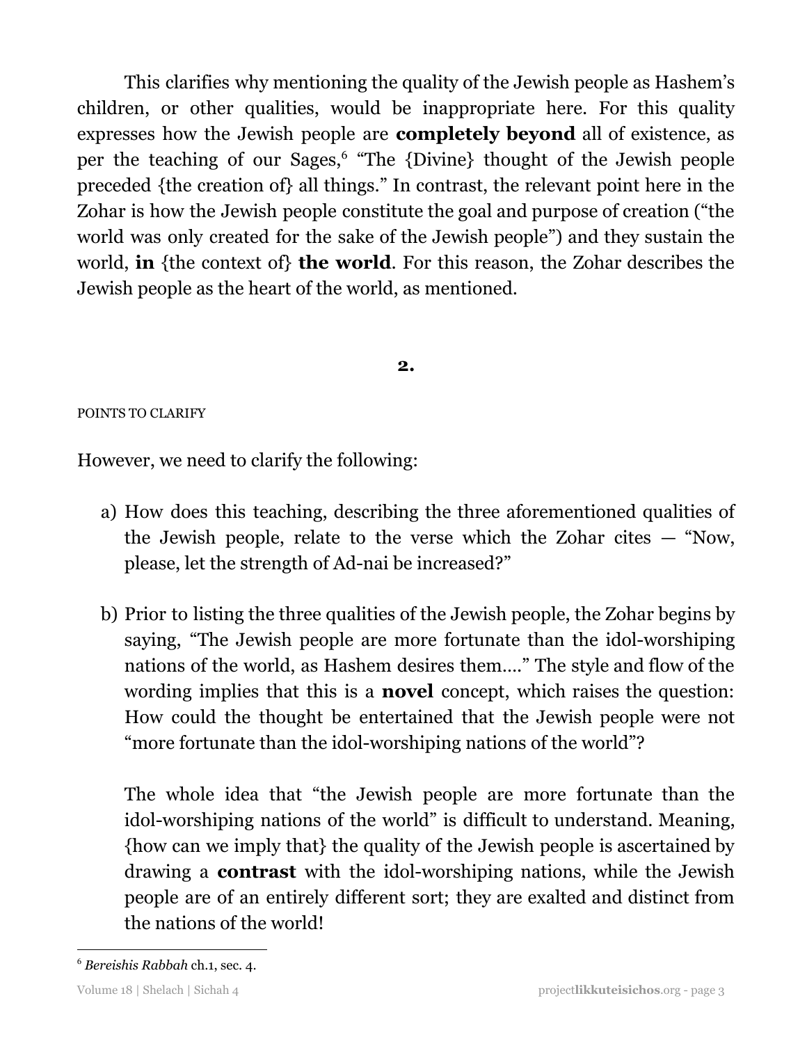This clarifies why mentioning the quality of the Jewish people as Hashem's children, or other qualities, would be inappropriate here. For this quality expresses how the Jewish people are **completely beyond** all of existence, as per the teaching of our Sages,[6] "The {Divine} thought of the Jewish people preceded {the creation of} all things." In contrast, the relevant point here in the Zohar is how the Jewish people constitute the goal and purpose of creation ("the world was only created for the sake of the Jewish people") and they sustain the world, **in** {the context of} **the world**. For this reason, the Zohar describes the Jewish people as the heart of the world, as mentioned.

## 2.

POINTS TO CLARIFY

However, we need to clarify the following:

a) How does this teaching, describing the three aforementioned qualities of the Jewish people, relate to the verse which the Zohar cites — "Now, please, let the strength of Ad-nai be increased?"

b) Prior to listing the three qualities of the Jewish people, the Zohar begins by saying, "The Jewish people are more fortunate than the idol-worshiping nations of the world, as Hashem desires them…." The style and flow of the wording implies that this is a **novel** concept, which raises the question: How could the thought be entertained that the Jewish people were not "more fortunate than the idol-worshiping nations of the world"?

   The whole idea that "the Jewish people are more fortunate than the idol-worshiping nations of the world" is difficult to understand. Meaning, {how can we imply that} the quality of the Jewish people is ascertained by drawing a **contrast** with the idol-worshiping nations, while the Jewish people are of an entirely different sort; they are exalted and distinct from the nations of the world!

---

[6] *Bereishis Rabbah* ch.1, sec. 4.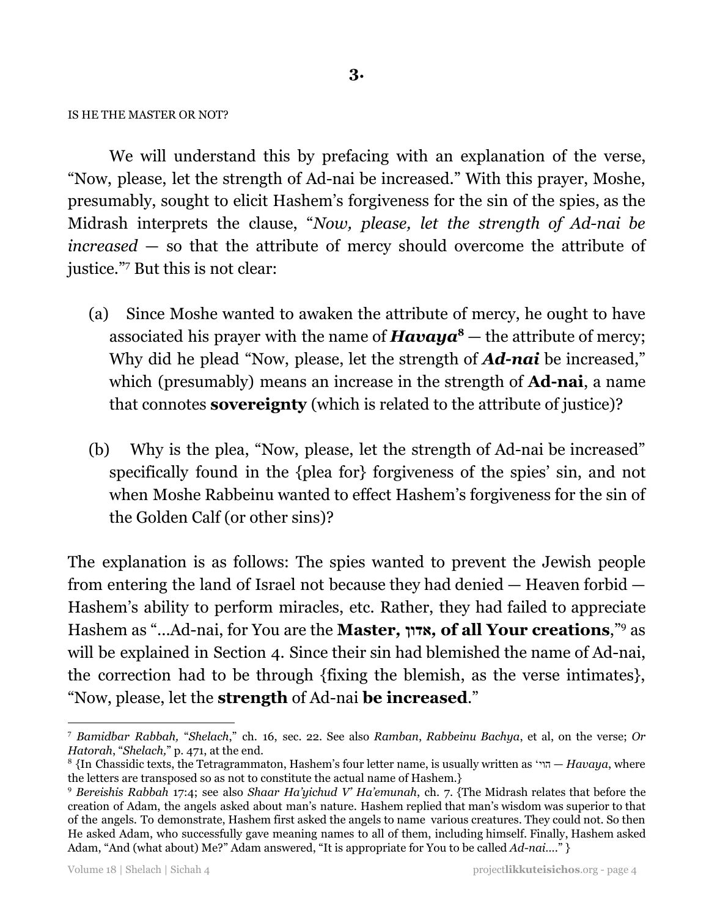## 3.

IS HE THE MASTER OR NOT?

We will understand this by prefacing with an explanation of the verse, "Now, please, let the strength of Ad-nai be increased." With this prayer, Moshe, presumably, sought to elicit Hashem's forgiveness for the sin of the spies, as the Midrash interprets the clause, "*Now, please, let the strength of Ad-nai be increased* — so that the attribute of mercy should overcome the attribute of justice."[7] But this is not clear:

(a) Since Moshe wanted to awaken the attribute of mercy, he ought to have associated his prayer with the name of ***Havaya***[8] — the attribute of mercy; Why did he plead "Now, please, let the strength of ***Ad-nai*** be increased," which (presumably) means an increase in the strength of **Ad-nai**, a name that connotes **sovereignty** (which is related to the attribute of justice)?

(b) Why is the plea, "Now, please, let the strength of Ad-nai be increased" specifically found in the {plea for} forgiveness of the spies' sin, and not when Moshe Rabbeinu wanted to effect Hashem's forgiveness for the sin of the Golden Calf (or other sins)?

The explanation is as follows: The spies wanted to prevent the Jewish people from entering the land of Israel not because they had denied — Heaven forbid — Hashem's ability to perform miracles, etc. Rather, they had failed to appreciate Hashem as "...Ad-nai, for You are the **Master, אדון, of all Your creations**,"[9] as will be explained in Section 4. Since their sin had blemished the name of Ad-nai, the correction had to be through {fixing the blemish, as the verse intimates}, "Now, please, let the **strength** of Ad-nai **be increased**."

---

[7] *Bamidbar Rabbah,* "*Shelach*," ch. 16, sec. 22. See also *Ramban*, *Rabbeinu Bachya*, et al, on the verse; *Or Hatorah*, "*Shelach,*" p. 471, at the end.

[8] {In Chassidic texts, the Tetragrammaton, Hashem's four letter name, is usually written as 'הוי' — *Havaya*, where the letters are transposed so as not to constitute the actual name of Hashem.}

[9] *Bereishis Rabbah* 17:4; see also *Shaar Ha'yichud V' Ha'emunah*, ch. 7. {The Midrash relates that before the creation of Adam, the angels asked about man's nature. Hashem replied that man's wisdom was superior to that of the angels. To demonstrate, Hashem first asked the angels to name various creatures. They could not. So then He asked Adam, who successfully gave meaning names to all of them, including himself. Finally, Hashem asked Adam, "And (what about) Me?" Adam answered, "It is appropriate for You to be called *Ad-nai*...." }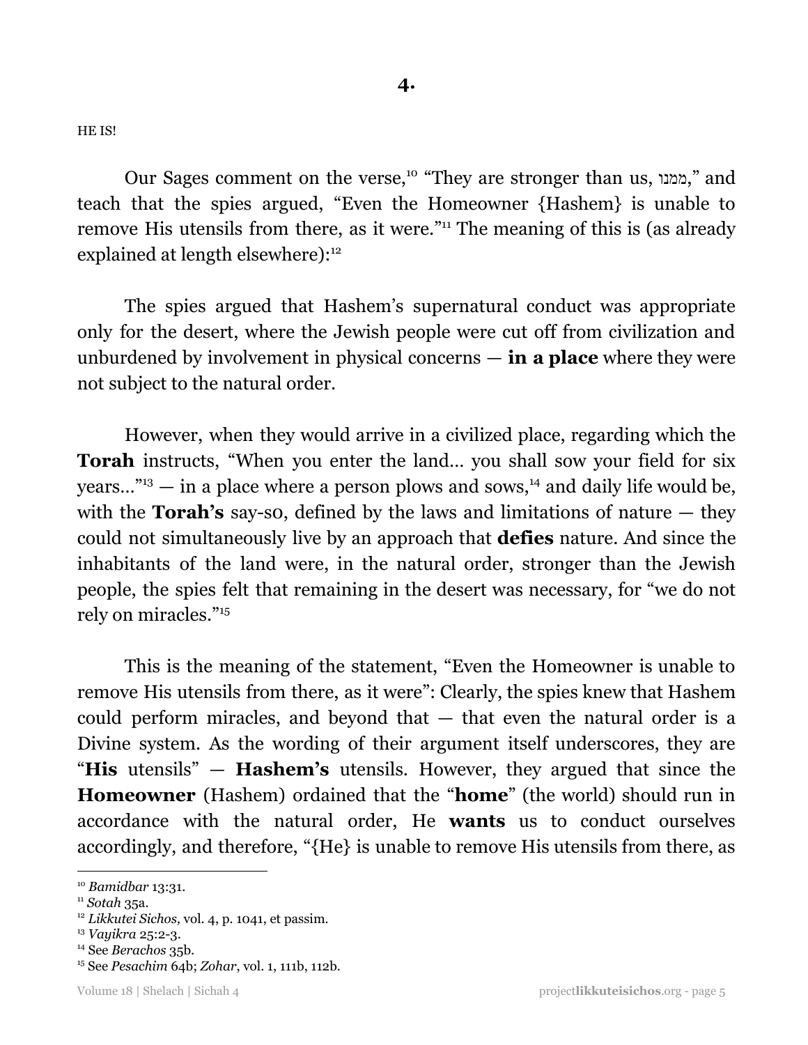## 4.

HE IS!

Our Sages comment on the verse,[10] "They are stronger than us, ממנו," and teach that the spies argued, "Even the Homeowner {Hashem} is unable to remove His utensils from there, as it were."[11] The meaning of this is (as already explained at length elsewhere):[12]

The spies argued that Hashem's supernatural conduct was appropriate only for the desert, where the Jewish people were cut off from civilization and unburdened by involvement in physical concerns — **in a place** where they were not subject to the natural order.

However, when they would arrive in a civilized place, regarding which the **Torah** instructs, "When you enter the land... you shall sow your field for six years..."[13] — in a place where a person plows and sows,[14] and daily life would be, with the **Torah's** say-so, defined by the laws and limitations of nature — they could not simultaneously live by an approach that **defies** nature. And since the inhabitants of the land were, in the natural order, stronger than the Jewish people, the spies felt that remaining in the desert was necessary, for "we do not rely on miracles."[15]

This is the meaning of the statement, "Even the Homeowner is unable to remove His utensils from there, as it were": Clearly, the spies knew that Hashem could perform miracles, and beyond that — that even the natural order is a Divine system. As the wording of their argument itself underscores, they are "**His** utensils" — **Hashem's** utensils. However, they argued that since the **Homeowner** (Hashem) ordained that the "**home**" (the world) should run in accordance with the natural order, He **wants** us to conduct ourselves accordingly, and therefore, "{He} is unable to remove His utensils from there, as

---

[10] *Bamidbar* 13:31.

[11] *Sotah* 35a.

[12] *Likkutei Sichos,* vol. 4, p. 1041, et passim.

[13] *Vayikra* 25:2-3.

[14] See *Berachos* 35b.

[15] See *Pesachim* 64b; *Zohar*, vol. 1, 111b, 112b.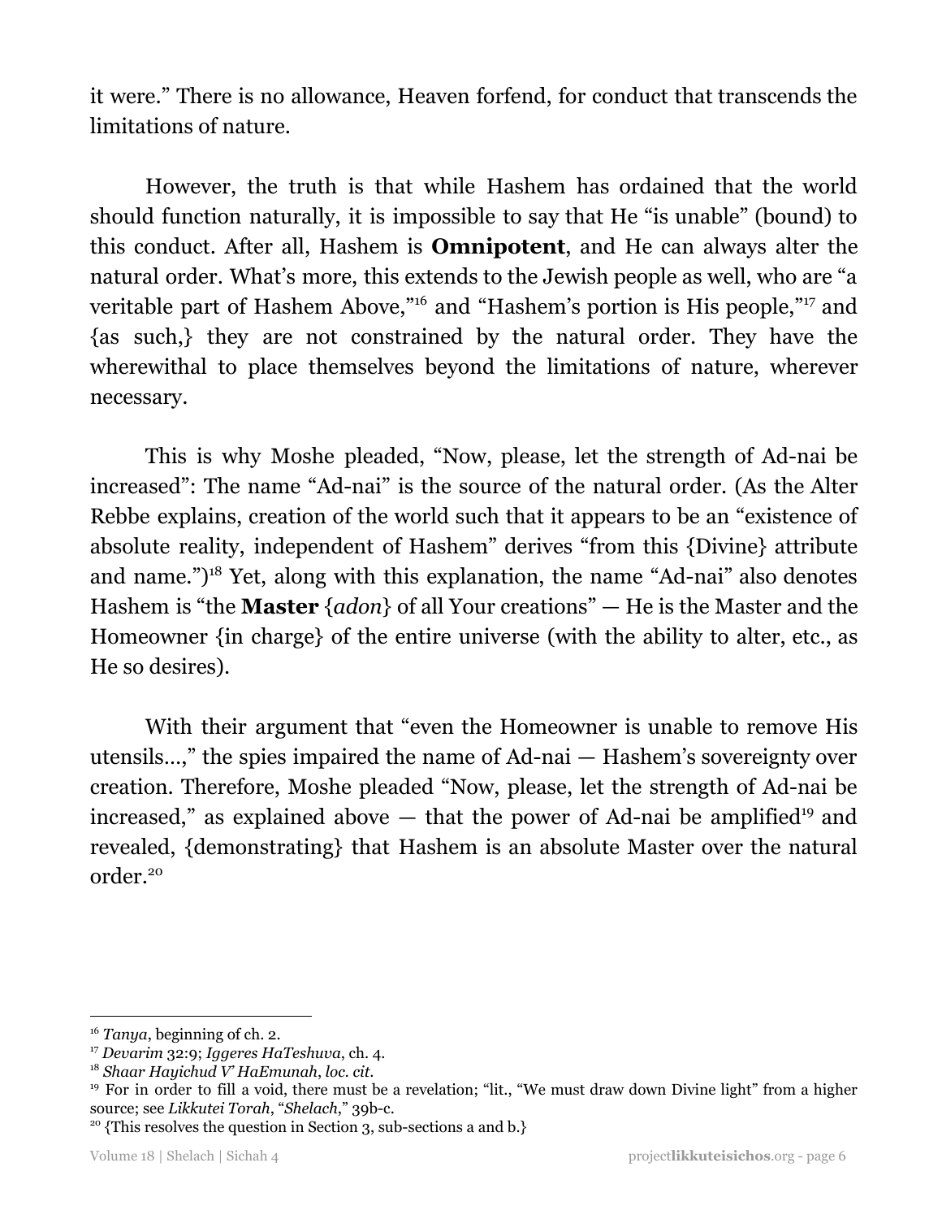it were." There is no allowance, Heaven forfend, for conduct that transcends the limitations of nature.

However, the truth is that while Hashem has ordained that the world should function naturally, it is impossible to say that He "is unable" (bound) to this conduct. After all, Hashem is **Omnipotent**, and He can always alter the natural order. What's more, this extends to the Jewish people as well, who are "a veritable part of Hashem Above,"[16] and "Hashem's portion is His people,"[17] and {as such,} they are not constrained by the natural order. They have the wherewithal to place themselves beyond the limitations of nature, wherever necessary.

This is why Moshe pleaded, "Now, please, let the strength of Ad-nai be increased": The name "Ad-nai" is the source of the natural order. (As the Alter Rebbe explains, creation of the world such that it appears to be an "existence of absolute reality, independent of Hashem" derives "from this {Divine} attribute and name.")[18] Yet, along with this explanation, the name "Ad-nai" also denotes Hashem is "the **Master** {*adon*} of all Your creations" — He is the Master and the Homeowner {in charge} of the entire universe (with the ability to alter, etc., as He so desires).

With their argument that "even the Homeowner is unable to remove His utensils...," the spies impaired the name of Ad-nai — Hashem's sovereignty over creation. Therefore, Moshe pleaded "Now, please, let the strength of Ad-nai be increased," as explained above — that the power of Ad-nai be amplified[19] and revealed, {demonstrating} that Hashem is an absolute Master over the natural order.[20]

---

[16] *Tanya*, beginning of ch. 2.

[17] *Devarim* 32:9; *Iggeres HaTeshuva*, ch. 4.

[18] *Shaar Hayichud V' HaEmunah*, *loc. cit*.

[19] For in order to fill a void, there must be a revelation; "lit., "We must draw down Divine light" from a higher source; see *Likkutei Torah*, "*Shelach*," 39b-c.

[20] {This resolves the question in Section 3, sub-sections a and b.}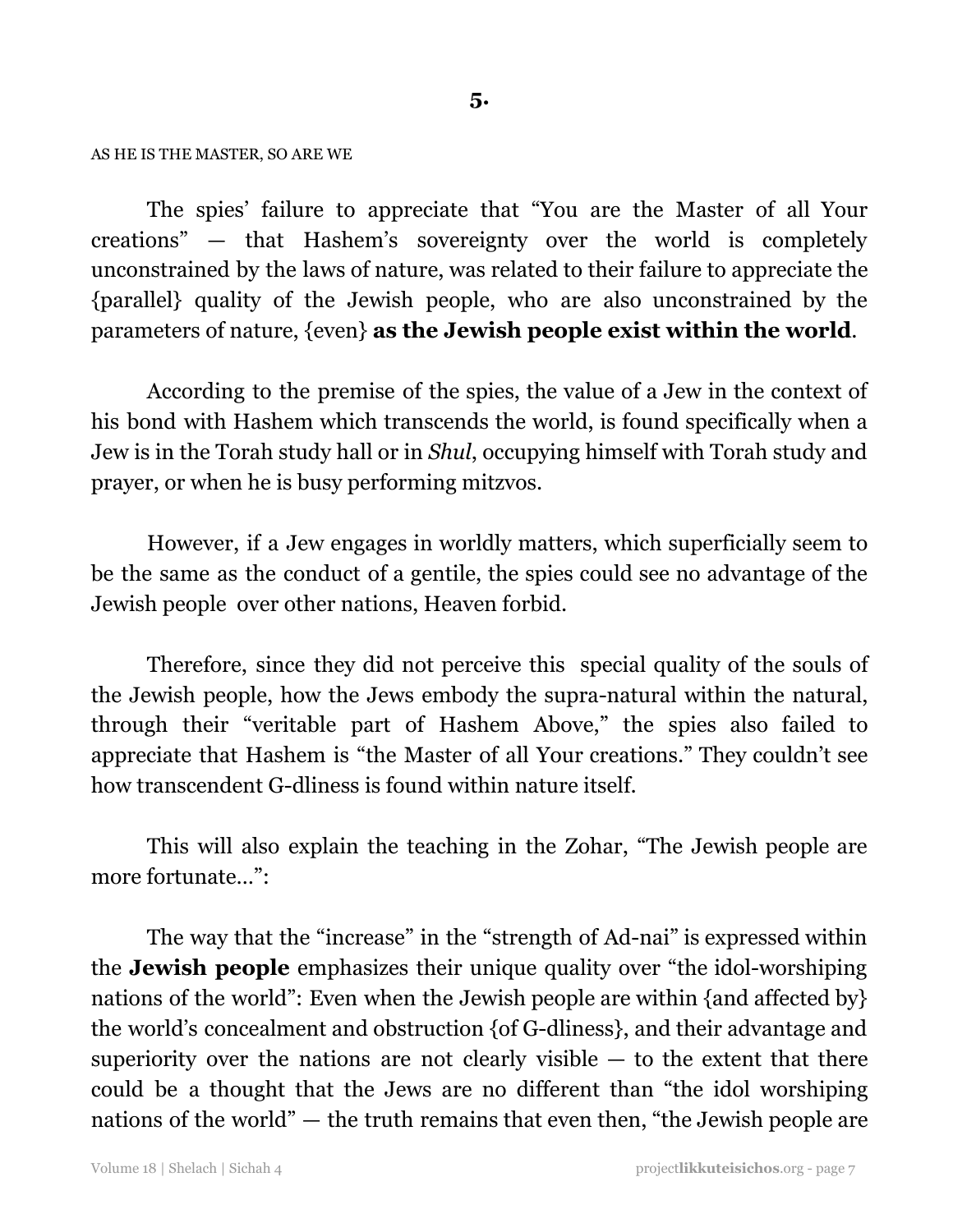## 5.

AS HE IS THE MASTER, SO ARE WE

The spies' failure to appreciate that "You are the Master of all Your creations" — that Hashem's sovereignty over the world is completely unconstrained by the laws of nature, was related to their failure to appreciate the {parallel} quality of the Jewish people, who are also unconstrained by the parameters of nature, {even} **as the Jewish people exist within the world**.

According to the premise of the spies, the value of a Jew in the context of his bond with Hashem which transcends the world, is found specifically when a Jew is in the Torah study hall or in *Shul*, occupying himself with Torah study and prayer, or when he is busy performing mitzvos.

However, if a Jew engages in worldly matters, which superficially seem to be the same as the conduct of a gentile, the spies could see no advantage of the Jewish people over other nations, Heaven forbid.

Therefore, since they did not perceive this special quality of the souls of the Jewish people, how the Jews embody the supra-natural within the natural, through their "veritable part of Hashem Above," the spies also failed to appreciate that Hashem is "the Master of all Your creations." They couldn't see how transcendent G-dliness is found within nature itself.

This will also explain the teaching in the Zohar, "The Jewish people are more fortunate...":

The way that the "increase" in the "strength of Ad-nai" is expressed within the **Jewish people** emphasizes their unique quality over "the idol-worshiping nations of the world": Even when the Jewish people are within {and affected by} the world's concealment and obstruction {of G-dliness}, and their advantage and superiority over the nations are not clearly visible — to the extent that there could be a thought that the Jews are no different than "the idol worshiping nations of the world" — the truth remains that even then, "the Jewish people are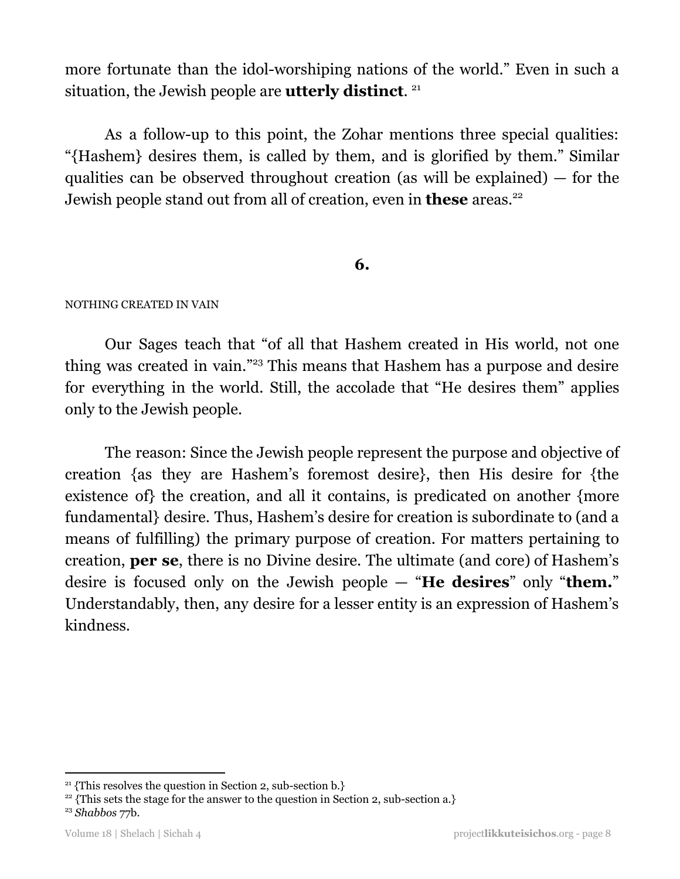more fortunate than the idol-worshiping nations of the world." Even in such a situation, the Jewish people are **utterly distinct**. [21]

As a follow-up to this point, the Zohar mentions three special qualities: "{Hashem} desires them, is called by them, and is glorified by them." Similar qualities can be observed throughout creation (as will be explained) — for the Jewish people stand out from all of creation, even in **these** areas.[22]

## 6.

NOTHING CREATED IN VAIN

Our Sages teach that "of all that Hashem created in His world, not one thing was created in vain."[23] This means that Hashem has a purpose and desire for everything in the world. Still, the accolade that "He desires them" applies only to the Jewish people.

The reason: Since the Jewish people represent the purpose and objective of creation {as they are Hashem's foremost desire}, then His desire for {the existence of} the creation, and all it contains, is predicated on another {more fundamental} desire. Thus, Hashem's desire for creation is subordinate to (and a means of fulfilling) the primary purpose of creation. For matters pertaining to creation, **per se**, there is no Divine desire. The ultimate (and core) of Hashem's desire is focused only on the Jewish people — "**He desires**" only "**them.**" Understandably, then, any desire for a lesser entity is an expression of Hashem's kindness.

---

[21] {This resolves the question in Section 2, sub-section b.}

[22] {This sets the stage for the answer to the question in Section 2, sub-section a.}

[23] *Shabbos* 77b.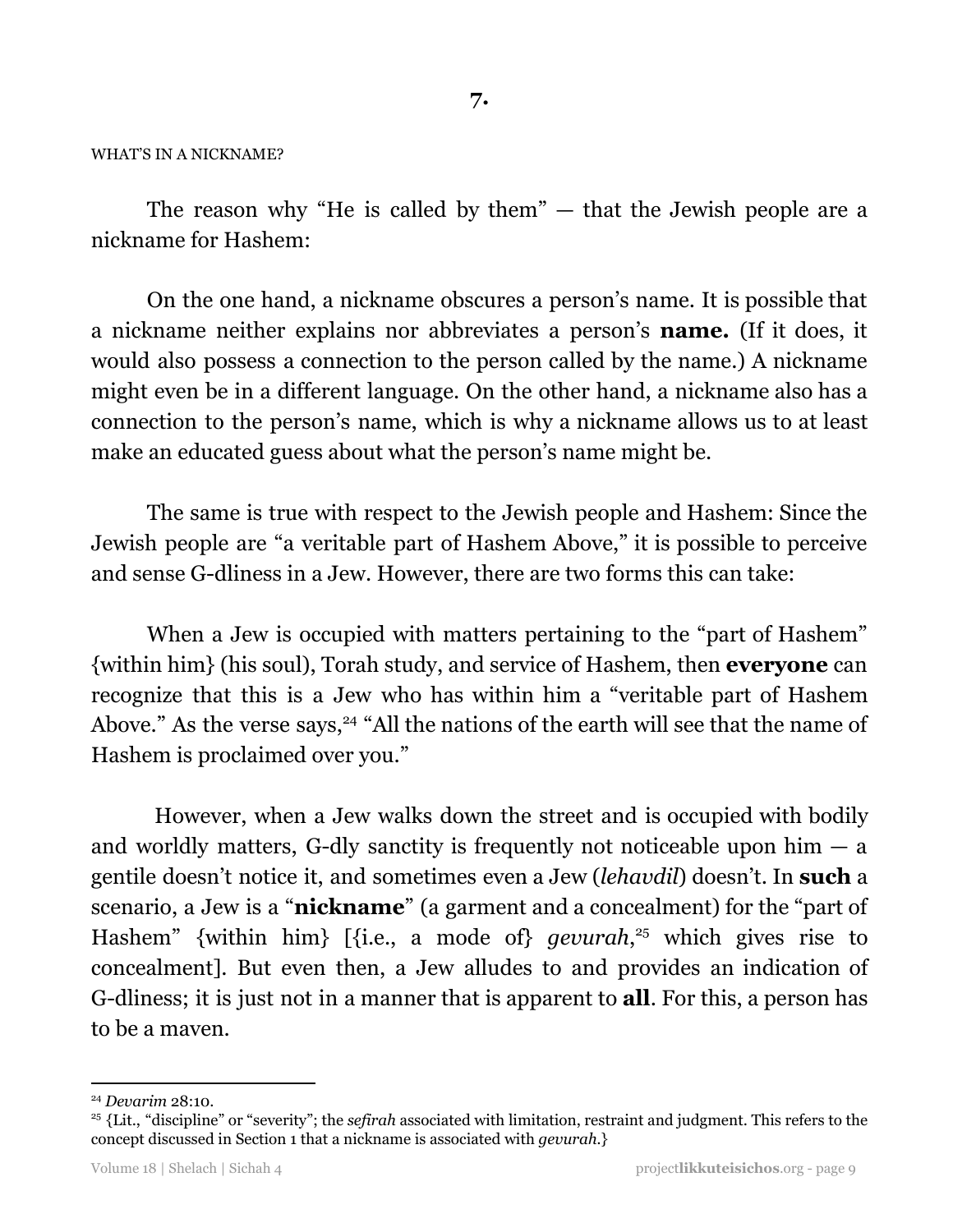## 7.

WHAT'S IN A NICKNAME?

The reason why "He is called by them" — that the Jewish people are a nickname for Hashem:

On the one hand, a nickname obscures a person's name. It is possible that a nickname neither explains nor abbreviates a person's **name.** (If it does, it would also possess a connection to the person called by the name.) A nickname might even be in a different language. On the other hand, a nickname also has a connection to the person's name, which is why a nickname allows us to at least make an educated guess about what the person's name might be.

The same is true with respect to the Jewish people and Hashem: Since the Jewish people are "a veritable part of Hashem Above," it is possible to perceive and sense G-dliness in a Jew. However, there are two forms this can take:

When a Jew is occupied with matters pertaining to the "part of Hashem" {within him} (his soul), Torah study, and service of Hashem, then **everyone** can recognize that this is a Jew who has within him a "veritable part of Hashem Above." As the verse says,[24] "All the nations of the earth will see that the name of Hashem is proclaimed over you."

However, when a Jew walks down the street and is occupied with bodily and worldly matters, G-dly sanctity is frequently not noticeable upon him — a gentile doesn't notice it, and sometimes even a Jew (*lehavdil*) doesn't. In **such** a scenario, a Jew is a "**nickname**" (a garment and a concealment) for the "part of Hashem" {within him} [{i.e., a mode of} *gevurah*,[25] which gives rise to concealment]. But even then, a Jew alludes to and provides an indication of G-dliness; it is just not in a manner that is apparent to **all**. For this, a person has to be a maven.

---

[24] *Devarim* 28:10.

[25] {Lit., "discipline" or "severity"; the *sefirah* associated with limitation, restraint and judgment. This refers to the concept discussed in Section 1 that a nickname is associated with *gevurah*.}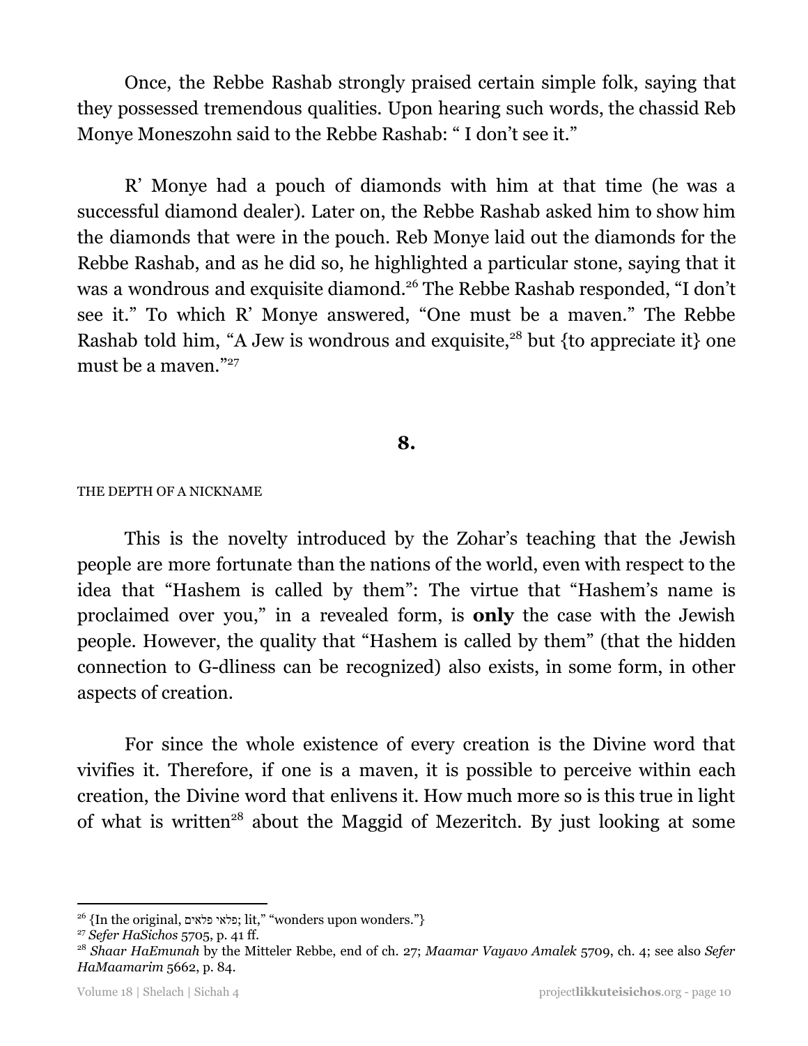Once, the Rebbe Rashab strongly praised certain simple folk, saying that they possessed tremendous qualities. Upon hearing such words, the chassid Reb Monye Moneszohn said to the Rebbe Rashab: " I don't see it."

R' Monye had a pouch of diamonds with him at that time (he was a successful diamond dealer). Later on, the Rebbe Rashab asked him to show him the diamonds that were in the pouch. Reb Monye laid out the diamonds for the Rebbe Rashab, and as he did so, he highlighted a particular stone, saying that it was a wondrous and exquisite diamond.[26] The Rebbe Rashab responded, "I don't see it." To which R' Monye answered, "One must be a maven." The Rebbe Rashab told him, "A Jew is wondrous and exquisite,[28] but {to appreciate it} one must be a maven."[27]

## 8.

THE DEPTH OF A NICKNAME

This is the novelty introduced by the Zohar's teaching that the Jewish people are more fortunate than the nations of the world, even with respect to the idea that "Hashem is called by them": The virtue that "Hashem's name is proclaimed over you," in a revealed form, is **only** the case with the Jewish people. However, the quality that "Hashem is called by them" (that the hidden connection to G-dliness can be recognized) also exists, in some form, in other aspects of creation.

For since the whole existence of every creation is the Divine word that vivifies it. Therefore, if one is a maven, it is possible to perceive within each creation, the Divine word that enlivens it. How much more so is this true in light of what is written[28] about the Maggid of Mezeritch. By just looking at some

---

[26] {In the original, פלאי פלאים; lit," "wonders upon wonders."}

[27] *Sefer HaSichos* 5705, p. 41 ff.

[28] *Shaar HaEmunah* by the Mitteler Rebbe, end of ch. 27; *Maamar Vayavo Amalek* 5709, ch. 4; see also *Sefer HaMaamarim* 5662, p. 84.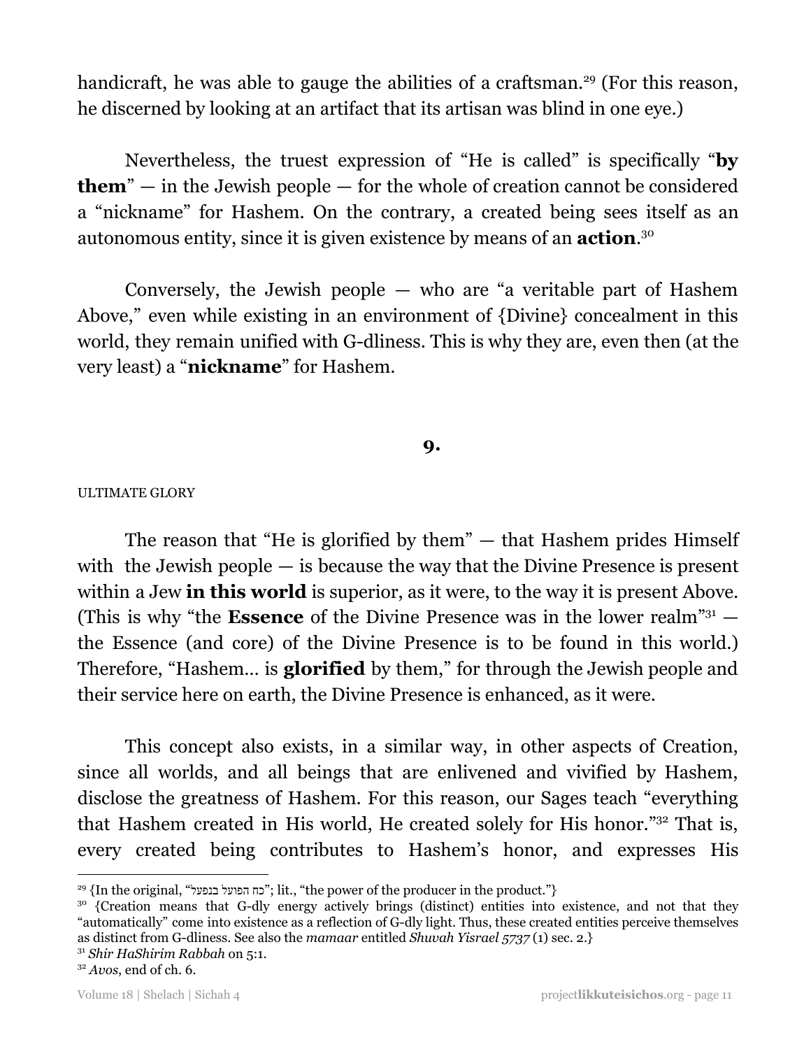handicraft, he was able to gauge the abilities of a craftsman.[29] (For this reason, he discerned by looking at an artifact that its artisan was blind in one eye.)

Nevertheless, the truest expression of "He is called" is specifically "**by them**" — in the Jewish people — for the whole of creation cannot be considered a "nickname" for Hashem. On the contrary, a created being sees itself as an autonomous entity, since it is given existence by means of an **action**.[30]

Conversely, the Jewish people — who are "a veritable part of Hashem Above," even while existing in an environment of {Divine} concealment in this world, they remain unified with G-dliness. This is why they are, even then (at the very least) a "**nickname**" for Hashem.

## 9.

ULTIMATE GLORY

The reason that "He is glorified by them" — that Hashem prides Himself with the Jewish people — is because the way that the Divine Presence is present within a Jew **in this world** is superior, as it were, to the way it is present Above. (This is why "the **Essence** of the Divine Presence was in the lower realm"[31] — the Essence (and core) of the Divine Presence is to be found in this world.) Therefore, "Hashem… is **glorified** by them," for through the Jewish people and their service here on earth, the Divine Presence is enhanced, as it were.

This concept also exists, in a similar way, in other aspects of Creation, since all worlds, and all beings that are enlivened and vivified by Hashem, disclose the greatness of Hashem. For this reason, our Sages teach "everything that Hashem created in His world, He created solely for His honor."[32] That is, every created being contributes to Hashem's honor, and expresses His

---

[29] {In the original, "כח הפועל בנפעל"; lit., "the power of the producer in the product."}

[30] {Creation means that G-dly energy actively brings (distinct) entities into existence, and not that they "automatically" come into existence as a reflection of G-dly light. Thus, these created entities perceive themselves as distinct from G-dliness. See also the *mamaar* entitled *Shuvah Yisrael 5737* (1) sec. 2.}

[31] *Shir HaShirim Rabbah* on 5:1.

[32] *Avos*, end of ch. 6.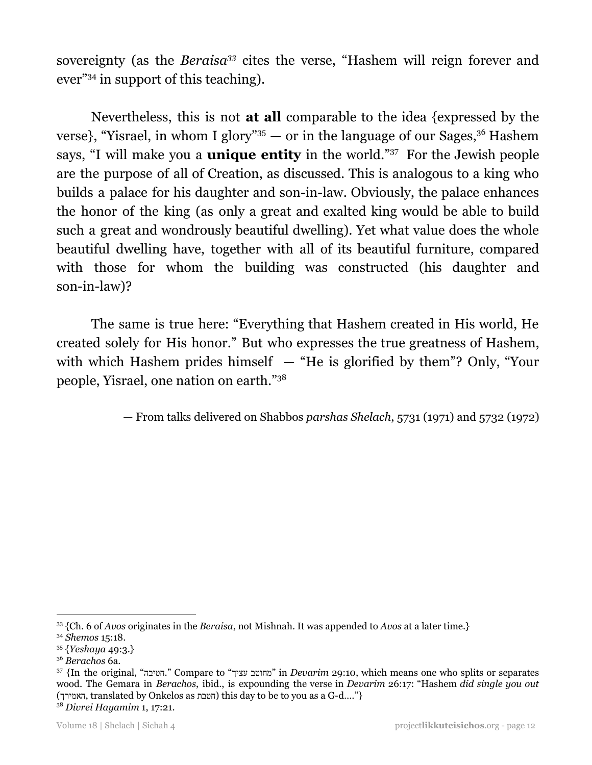sovereignty (as the *Beraisa*[33] cites the verse, "Hashem will reign forever and ever"[34] in support of this teaching).

Nevertheless, this is not **at all** comparable to the idea {expressed by the verse}, "Yisrael, in whom I glory"[35] — or in the language of our Sages,[36] Hashem says, "I will make you a **unique entity** in the world."[37] For the Jewish people are the purpose of all of Creation, as discussed. This is analogous to a king who builds a palace for his daughter and son-in-law. Obviously, the palace enhances the honor of the king (as only a great and exalted king would be able to build such a great and wondrously beautiful dwelling). Yet what value does the whole beautiful dwelling have, together with all of its beautiful furniture, compared with those for whom the building was constructed (his daughter and son-in-law)?

The same is true here: "Everything that Hashem created in His world, He created solely for His honor." But who expresses the true greatness of Hashem, with which Hashem prides himself — "He is glorified by them"? Only, "Your people, Yisrael, one nation on earth."[38]

— From talks delivered on Shabbos *parshas Shelach*, 5731 (1971) and 5732 (1972)

---

[33] {Ch. 6 of *Avos* originates in the *Beraisa*, not Mishnah. It was appended to *Avos* at a later time.}

[34] *Shemos* 15:18.

[35] {*Yeshaya* 49:3.}

[36] *Berachos* 6a.

[37] {In the original, "חטיבה." Compare to "מחוטב עציך" in *Devarim* 29:10, which means one who splits or separates wood. The Gemara in *Berachos*, ibid., is expounding the verse in *Devarim* 26:17: "Hashem *did single you out* (האמירך, translated by Onkelos as חטבת) this day to be to you as a G-d...."}

[38] *Divrei Hayamim* 1, 17:21.